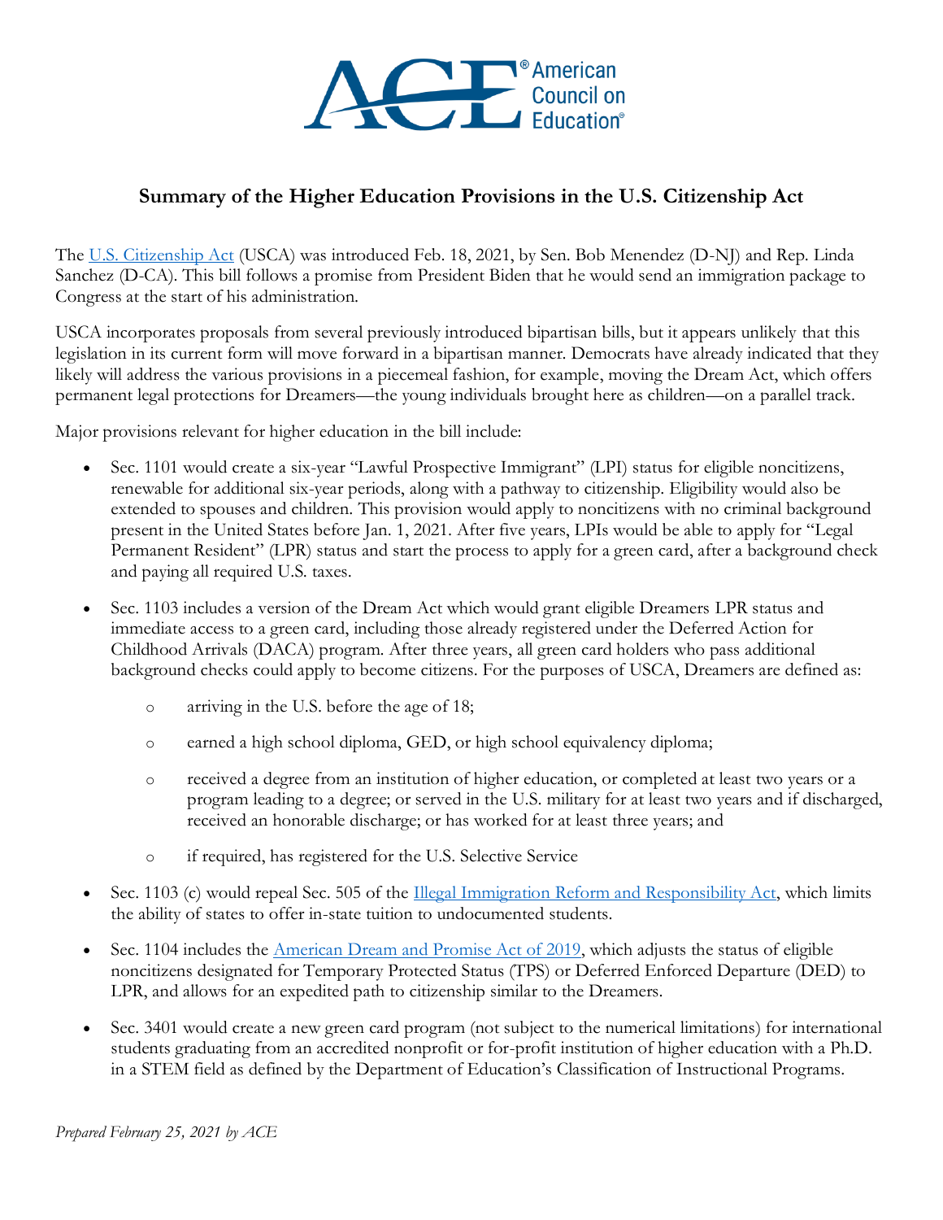# Summary of the Higher Education Provisions in the U.S. Citizenship Act

The U.S. Citizenship Act (USCA) was introduced Feb. 18, 2021, by Sen. Bob Menendez (D-NJ) and Rep. Linda Sanchez (D-CA). This bill follows a promise from President Biden that he would send an immigration package to Congress at the start of his administration.

USCA incorporates proposals from several previously introduced bipartisan bills, but it appears unlikely that this legislation in its current form will move forward in a bipartisan manner. Democrats have already indicated that they likely will address the various provisions in a piecemeal fashion, for example, moving the Dream Act, which offers permanent legal protections for Dreamers—the young individuals brought here as children—on a parallel track.

Major provisions relevant for higher education in the bill include:

- Sec. 1101 would create a six-year "Lawful Prospective Immigrant" (LPI) status for eligible noncitizens, renewable for additional six-year periods, along with a pathway to citizenship. Eligibility would also be extended to spouses and children. This provision would apply to noncitizens with no criminal background present in the United States before Jan. 1, 2021. After five years, LPIs would be able to apply for "Legal Permanent Resident" (LPR) status and start the process to apply for a green card, after a background check and paying all required U.S. taxes.
- Sec. 1103 includes a version of the Dream Act which would grant eligible Dreamers LPR status and immediate access to a green card, including those already registered under the Deferred Action for Childhood Arrivals (DACA) program. After three years, all green card holders who pass additional background checks could apply to become citizens. For the purposes of USCA, Dreamers are defined as:
  - arriving in the U.S. before the age of 18;
  - earned a high school diploma, GED, or high school equivalency diploma;
  - received a degree from an institution of higher education, or completed at least two years or a program leading to a degree; or served in the U.S. military for at least two years and if discharged, received an honorable discharge; or has worked for at least three years; and
  - if required, has registered for the U.S. Selective Service
- Sec. 1103 (c) would repeal Sec. 505 of the Illegal Immigration Reform and Responsibility Act, which limits the ability of states to offer in-state tuition to undocumented students.
- Sec. 1104 includes the American Dream and Promise Act of 2019, which adjusts the status of eligible noncitizens designated for Temporary Protected Status (TPS) or Deferred Enforced Departure (DED) to LPR, and allows for an expedited path to citizenship similar to the Dreamers.
- Sec. 3401 would create a new green card program (not subject to the numerical limitations) for international students graduating from an accredited nonprofit or for-profit institution of higher education with a Ph.D. in a STEM field as defined by the Department of Education's Classification of Instructional Programs.

*Prepared February 25, 2021 by ACE*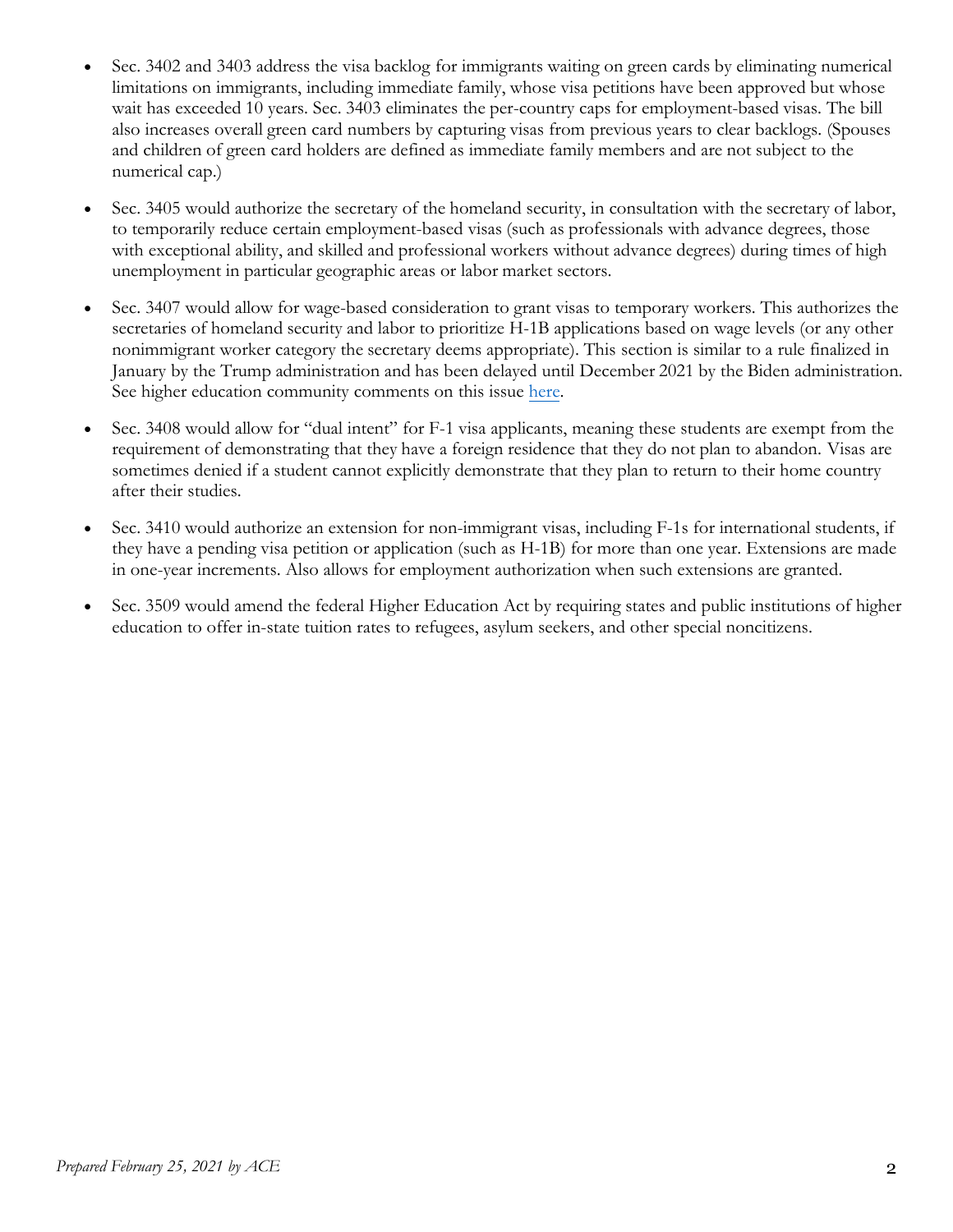- Sec. 3402 and 3403 address the visa backlog for immigrants waiting on green cards by eliminating numerical limitations on immigrants, including immediate family, whose visa petitions have been approved but whose wait has exceeded 10 years. Sec. 3403 eliminates the per-country caps for employment-based visas. The bill also increases overall green card numbers by capturing visas from previous years to clear backlogs. (Spouses and children of green card holders are defined as immediate family members and are not subject to the numerical cap.)

- Sec. 3405 would authorize the secretary of the homeland security, in consultation with the secretary of labor, to temporarily reduce certain employment-based visas (such as professionals with advance degrees, those with exceptional ability, and skilled and professional workers without advance degrees) during times of high unemployment in particular geographic areas or labor market sectors.

- Sec. 3407 would allow for wage-based consideration to grant visas to temporary workers. This authorizes the secretaries of homeland security and labor to prioritize H-1B applications based on wage levels (or any other nonimmigrant worker category the secretary deems appropriate). This section is similar to a rule finalized in January by the Trump administration and has been delayed until December 2021 by the Biden administration. See higher education community comments on this issue here.

- Sec. 3408 would allow for "dual intent" for F-1 visa applicants, meaning these students are exempt from the requirement of demonstrating that they have a foreign residence that they do not plan to abandon. Visas are sometimes denied if a student cannot explicitly demonstrate that they plan to return to their home country after their studies.

- Sec. 3410 would authorize an extension for non-immigrant visas, including F-1s for international students, if they have a pending visa petition or application (such as H-1B) for more than one year. Extensions are made in one-year increments. Also allows for employment authorization when such extensions are granted.

- Sec. 3509 would amend the federal Higher Education Act by requiring states and public institutions of higher education to offer in-state tuition rates to refugees, asylum seekers, and other special noncitizens.

*Prepared February 25, 2021 by ACE*